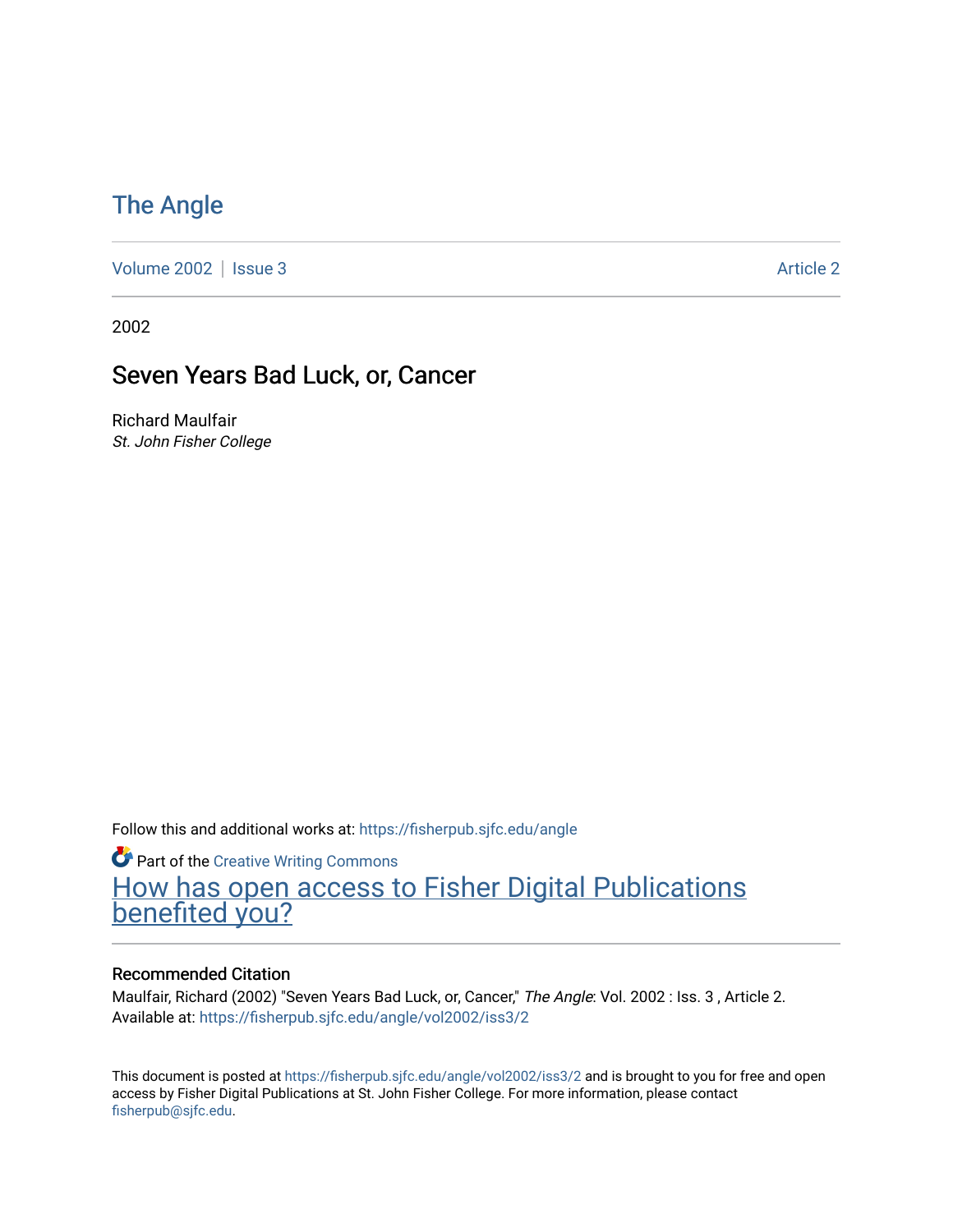# The Angle

Volume 2002 | Issue 3 Article 2

2002

## Seven Years Bad Luck, or, Cancer

Richard Maulfair
*St. John Fisher College*

Follow this and additional works at: https://fisherpub.sjfc.edu/angle

Part of the Creative Writing Commons

How has open access to Fisher Digital Publications benefited you?

### Recommended Citation

Maulfair, Richard (2002) "Seven Years Bad Luck, or, Cancer," *The Angle*: Vol. 2002 : Iss. 3 , Article 2.
Available at: https://fisherpub.sjfc.edu/angle/vol2002/iss3/2

This document is posted at https://fisherpub.sjfc.edu/angle/vol2002/iss3/2 and is brought to you for free and open access by Fisher Digital Publications at St. John Fisher College. For more information, please contact fisherpub@sjfc.edu.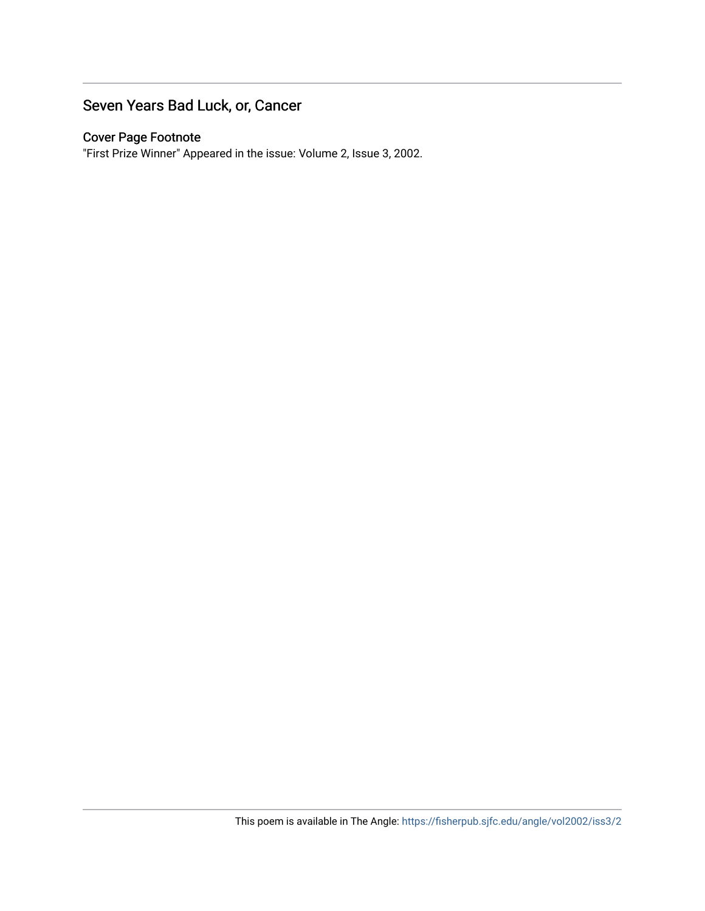## Seven Years Bad Luck, or, Cancer

### Cover Page Footnote

"First Prize Winner" Appeared in the issue: Volume 2, Issue 3, 2002.

This poem is available in The Angle: https://fisherpub.sjfc.edu/angle/vol2002/iss3/2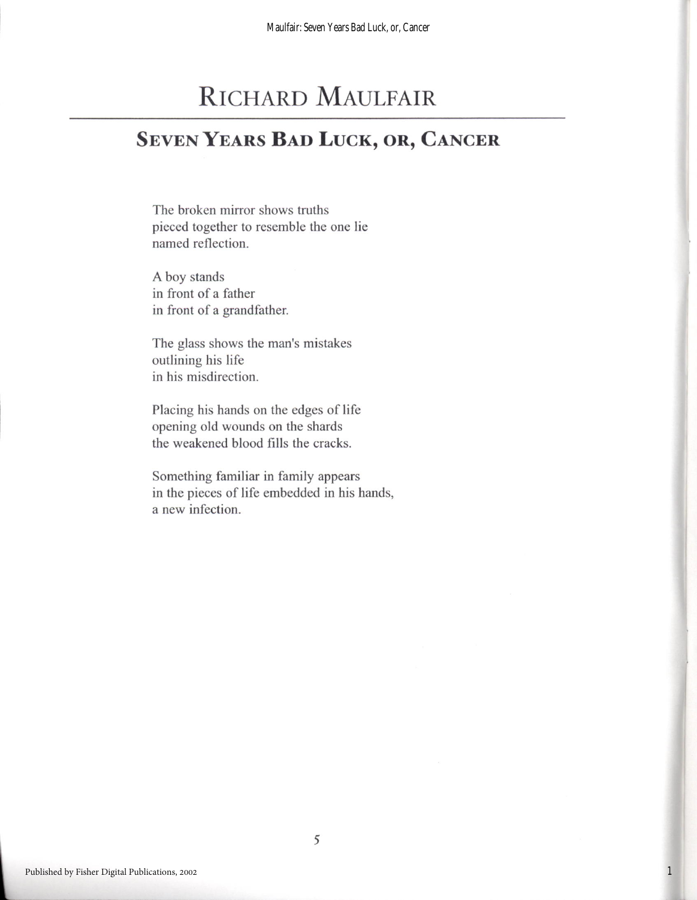# Richard Maulfair

## Seven Years Bad Luck, or, Cancer

The broken mirror shows truths
pieced together to resemble the one lie
named reflection.

A boy stands
in front of a father
in front of a grandfather.

The glass shows the man's mistakes
outlining his life
in his misdirection.

Placing his hands on the edges of life
opening old wounds on the shards
the weakened blood fills the cracks.

Something familiar in family appears
in the pieces of life embedded in his hands,
a new infection.